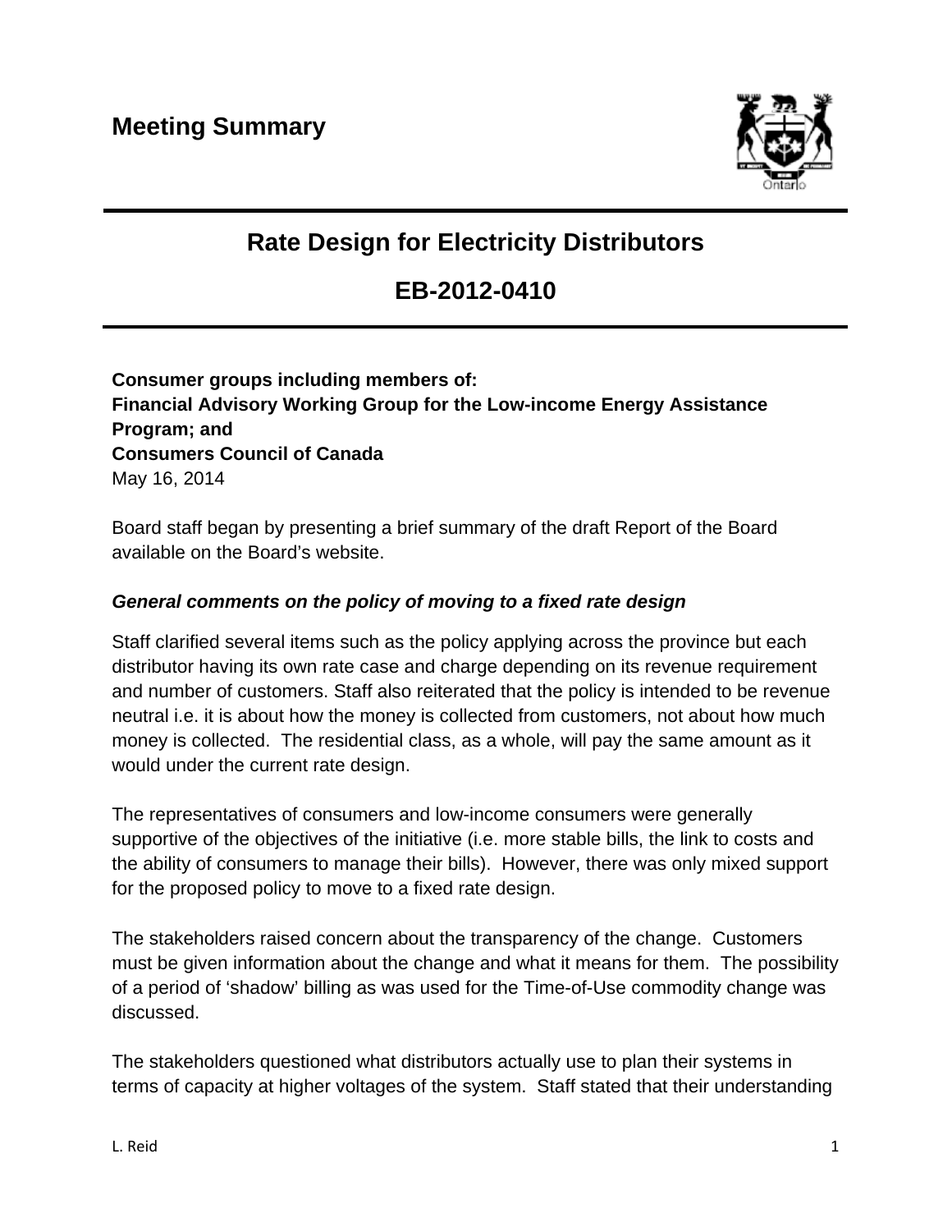# Meeting Summary

## Rate Design for Electricity Distributors

## EB-2012-0410

**Consumer groups including members of:**
**Financial Advisory Working Group for the Low-income Energy Assistance Program; and**
**Consumers Council of Canada**
May 16, 2014

Board staff began by presenting a brief summary of the draft Report of the Board available on the Board's website.

### *General comments on the policy of moving to a fixed rate design*

Staff clarified several items such as the policy applying across the province but each distributor having its own rate case and charge depending on its revenue requirement and number of customers. Staff also reiterated that the policy is intended to be revenue neutral i.e. it is about how the money is collected from customers, not about how much money is collected. The residential class, as a whole, will pay the same amount as it would under the current rate design.

The representatives of consumers and low-income consumers were generally supportive of the objectives of the initiative (i.e. more stable bills, the link to costs and the ability of consumers to manage their bills). However, there was only mixed support for the proposed policy to move to a fixed rate design.

The stakeholders raised concern about the transparency of the change. Customers must be given information about the change and what it means for them. The possibility of a period of 'shadow' billing as was used for the Time-of-Use commodity change was discussed.

The stakeholders questioned what distributors actually use to plan their systems in terms of capacity at higher voltages of the system. Staff stated that their understanding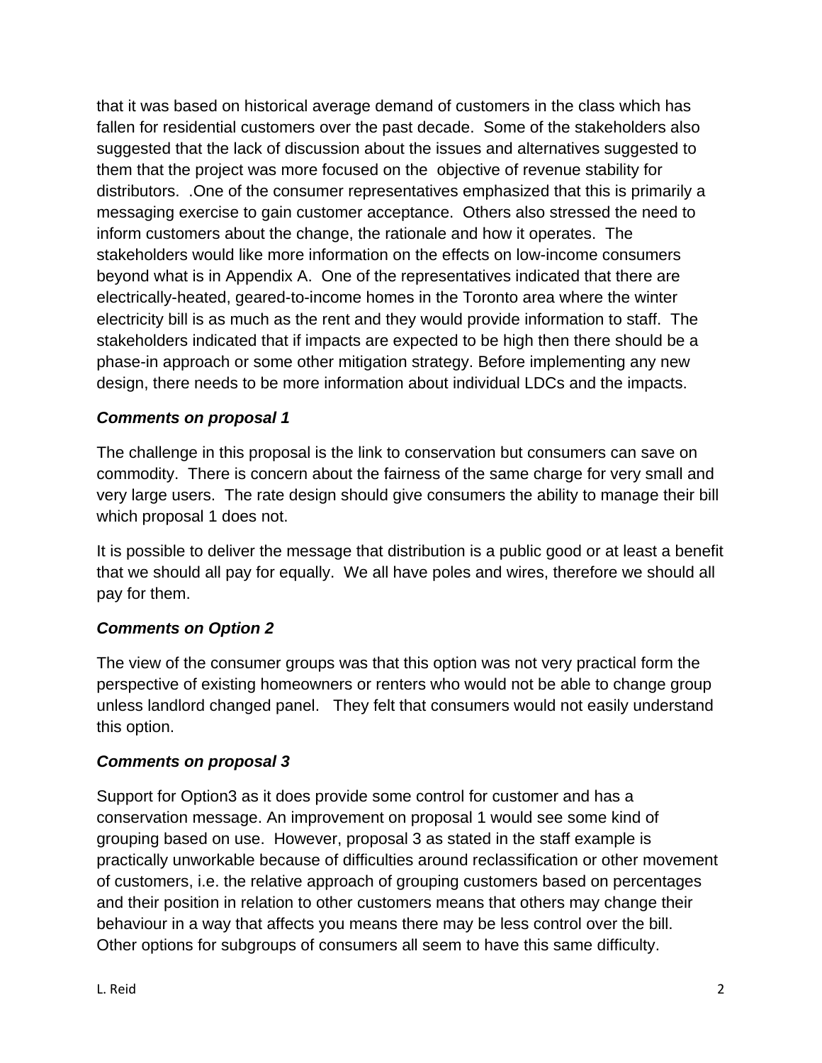that it was based on historical average demand of customers in the class which has fallen for residential customers over the past decade. Some of the stakeholders also suggested that the lack of discussion about the issues and alternatives suggested to them that the project was more focused on the objective of revenue stability for distributors. .One of the consumer representatives emphasized that this is primarily a messaging exercise to gain customer acceptance. Others also stressed the need to inform customers about the change, the rationale and how it operates. The stakeholders would like more information on the effects on low-income consumers beyond what is in Appendix A. One of the representatives indicated that there are electrically-heated, geared-to-income homes in the Toronto area where the winter electricity bill is as much as the rent and they would provide information to staff. The stakeholders indicated that if impacts are expected to be high then there should be a phase-in approach or some other mitigation strategy. Before implementing any new design, there needs to be more information about individual LDCs and the impacts.

***Comments on proposal 1***

The challenge in this proposal is the link to conservation but consumers can save on commodity. There is concern about the fairness of the same charge for very small and very large users. The rate design should give consumers the ability to manage their bill which proposal 1 does not.

It is possible to deliver the message that distribution is a public good or at least a benefit that we should all pay for equally. We all have poles and wires, therefore we should all pay for them.

***Comments on Option 2***

The view of the consumer groups was that this option was not very practical form the perspective of existing homeowners or renters who would not be able to change group unless landlord changed panel. They felt that consumers would not easily understand this option.

***Comments on proposal 3***

Support for Option3 as it does provide some control for customer and has a conservation message. An improvement on proposal 1 would see some kind of grouping based on use. However, proposal 3 as stated in the staff example is practically unworkable because of difficulties around reclassification or other movement of customers, i.e. the relative approach of grouping customers based on percentages and their position in relation to other customers means that others may change their behaviour in a way that affects you means there may be less control over the bill. Other options for subgroups of consumers all seem to have this same difficulty.